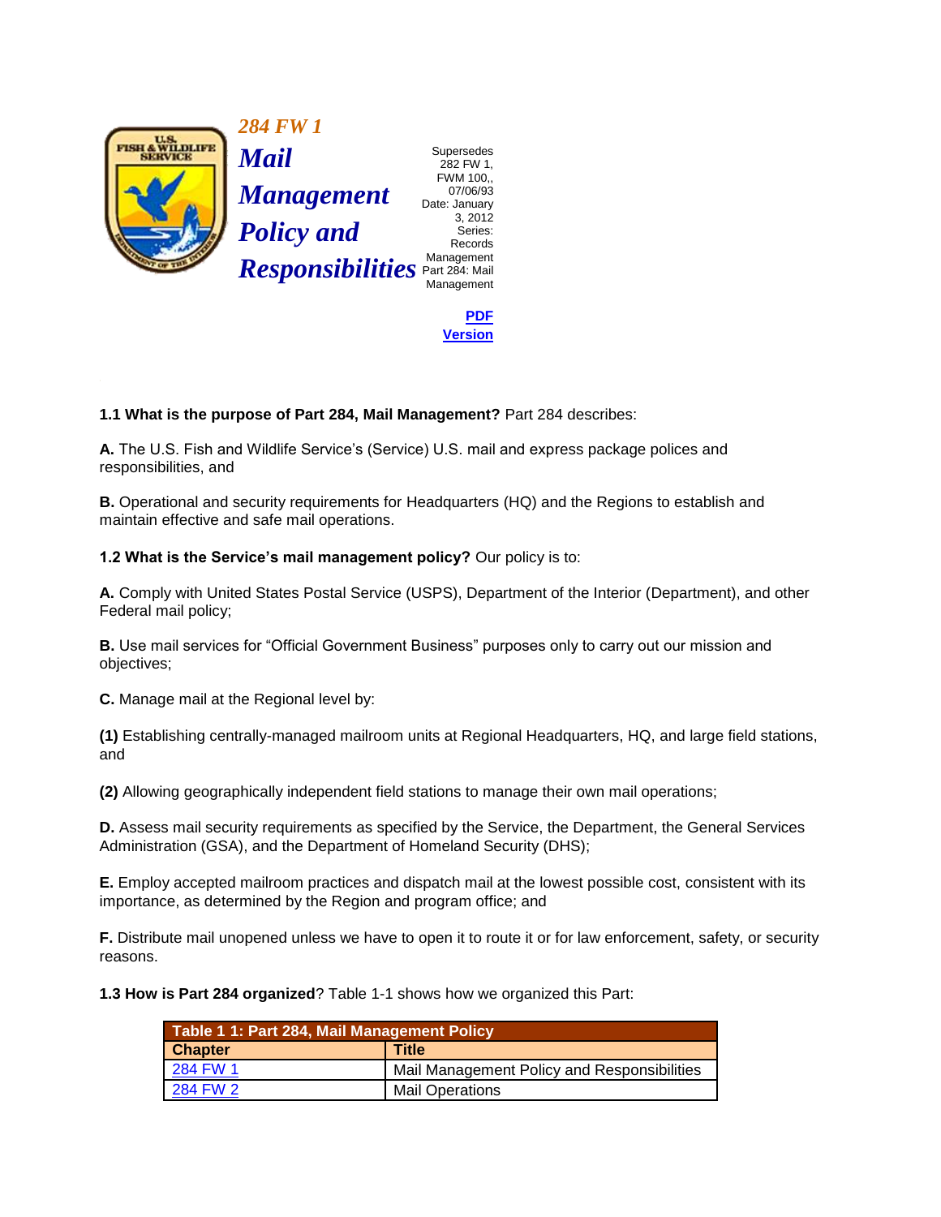# 284 FW 1

# Mail Management Policy and Responsibilities

Supersedes 282 FW 1, FWM 100,, 07/06/93
Date: January 3, 2012
Series: Records Management
Part 284: Mail Management

PDF Version

**1.1 What is the purpose of Part 284, Mail Management?** Part 284 describes:

**A.** The U.S. Fish and Wildlife Service's (Service) U.S. mail and express package polices and responsibilities, and

**B.** Operational and security requirements for Headquarters (HQ) and the Regions to establish and maintain effective and safe mail operations.

**1.2 What is the Service's mail management policy?** Our policy is to:

**A.** Comply with United States Postal Service (USPS), Department of the Interior (Department), and other Federal mail policy;

**B.** Use mail services for "Official Government Business" purposes only to carry out our mission and objectives;

**C.** Manage mail at the Regional level by:

**(1)** Establishing centrally-managed mailroom units at Regional Headquarters, HQ, and large field stations, and

**(2)** Allowing geographically independent field stations to manage their own mail operations;

**D.** Assess mail security requirements as specified by the Service, the Department, the General Services Administration (GSA), and the Department of Homeland Security (DHS);

**E.** Employ accepted mailroom practices and dispatch mail at the lowest possible cost, consistent with its importance, as determined by the Region and program office; and

**F.** Distribute mail unopened unless we have to open it to route it or for law enforcement, safety, or security reasons.

**1.3 How is Part 284 organized**? Table 1-1 shows how we organized this Part:

| Table 1 1: Part 284, Mail Management Policy | |
|---|---|
| **Chapter** | **Title** |
| 284 FW 1 | Mail Management Policy and Responsibilities |
| 284 FW 2 | Mail Operations |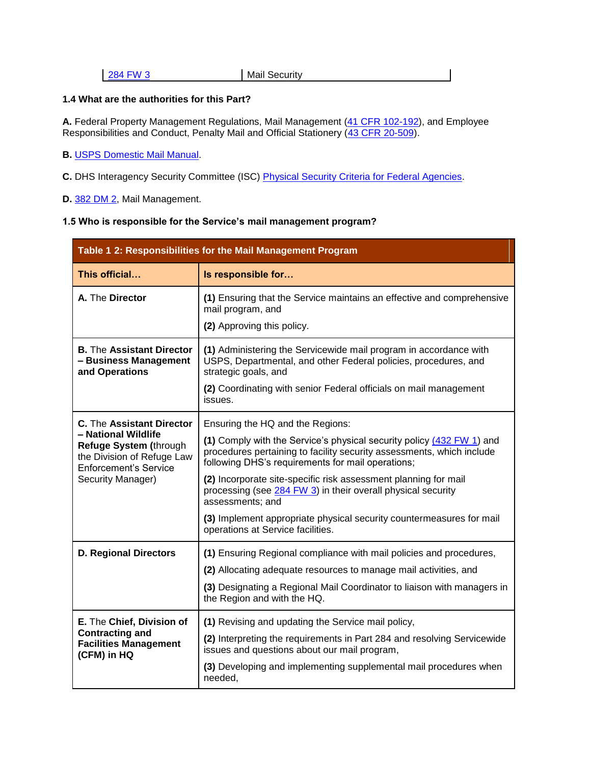| 284 FW 3 | Mail Security |
|---|---|

**1.4 What are the authorities for this Part?**

**A.** Federal Property Management Regulations, Mail Management (41 CFR 102-192), and Employee Responsibilities and Conduct, Penalty Mail and Official Stationery (43 CFR 20-509).

**B.** USPS Domestic Mail Manual.

**C.** DHS Interagency Security Committee (ISC) Physical Security Criteria for Federal Agencies.

**D.** 382 DM 2, Mail Management.

**1.5 Who is responsible for the Service's mail management program?**

| Table 1 2: Responsibilities for the Mail Management Program | |
|---|---|
| **This official…** | **Is responsible for…** |
| **A.** The **Director** | **(1)** Ensuring that the Service maintains an effective and comprehensive mail program, and<br>**(2)** Approving this policy. |
| **B.** The **Assistant Director – Business Management and Operations** | **(1)** Administering the Servicewide mail program in accordance with USPS, Departmental, and other Federal policies, procedures, and strategic goals, and<br>**(2)** Coordinating with senior Federal officials on mail management issues. |
| **C.** The **Assistant Director – National Wildlife Refuge System (**through the Division of Refuge Law Enforcement's Service Security Manager) | Ensuring the HQ and the Regions:<br>**(1)** Comply with the Service's physical security policy (432 FW 1) and procedures pertaining to facility security assessments, which include following DHS's requirements for mail operations;<br>**(2)** Incorporate site-specific risk assessment planning for mail processing (see 284 FW 3) in their overall physical security assessments; and<br>**(3)** Implement appropriate physical security countermeasures for mail operations at Service facilities. |
| **D. Regional Directors** | **(1)** Ensuring Regional compliance with mail policies and procedures,<br>**(2)** Allocating adequate resources to manage mail activities, and<br>**(3)** Designating a Regional Mail Coordinator to liaison with managers in the Region and with the HQ. |
| **E.** The **Chief, Division of Contracting and Facilities Management (CFM) in HQ** | **(1)** Revising and updating the Service mail policy,<br>**(2)** Interpreting the requirements in Part 284 and resolving Servicewide issues and questions about our mail program,<br>**(3)** Developing and implementing supplemental mail procedures when needed, |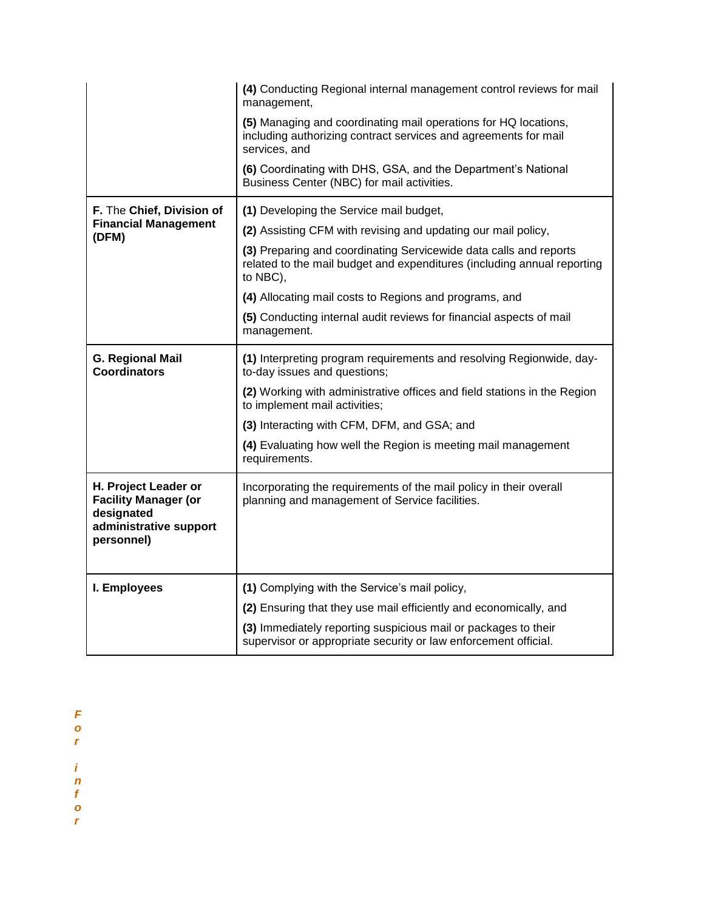| | |
|---|---|
| | **(4)** Conducting Regional internal management control reviews for mail management,<br>**(5)** Managing and coordinating mail operations for HQ locations, including authorizing contract services and agreements for mail services, and<br>**(6)** Coordinating with DHS, GSA, and the Department's National Business Center (NBC) for mail activities. |
| **F.** The **Chief, Division of Financial Management (DFM)** | **(1)** Developing the Service mail budget,<br>**(2)** Assisting CFM with revising and updating our mail policy,<br>**(3)** Preparing and coordinating Servicewide data calls and reports related to the mail budget and expenditures (including annual reporting to NBC),<br>**(4)** Allocating mail costs to Regions and programs, and<br>**(5)** Conducting internal audit reviews for financial aspects of mail management. |
| **G. Regional Mail Coordinators** | **(1)** Interpreting program requirements and resolving Regionwide, day-to-day issues and questions;<br>**(2)** Working with administrative offices and field stations in the Region to implement mail activities;<br>**(3)** Interacting with CFM, DFM, and GSA; and<br>**(4)** Evaluating how well the Region is meeting mail management requirements. |
| **H. Project Leader or Facility Manager (or designated administrative support personnel)** | Incorporating the requirements of the mail policy in their overall planning and management of Service facilities. |
| **I. Employees** | **(1)** Complying with the Service's mail policy,<br>**(2)** Ensuring that they use mail efficiently and economically, and<br>**(3)** Immediately reporting suspicious mail or packages to their supervisor or appropriate security or law enforcement official. |

*For infor*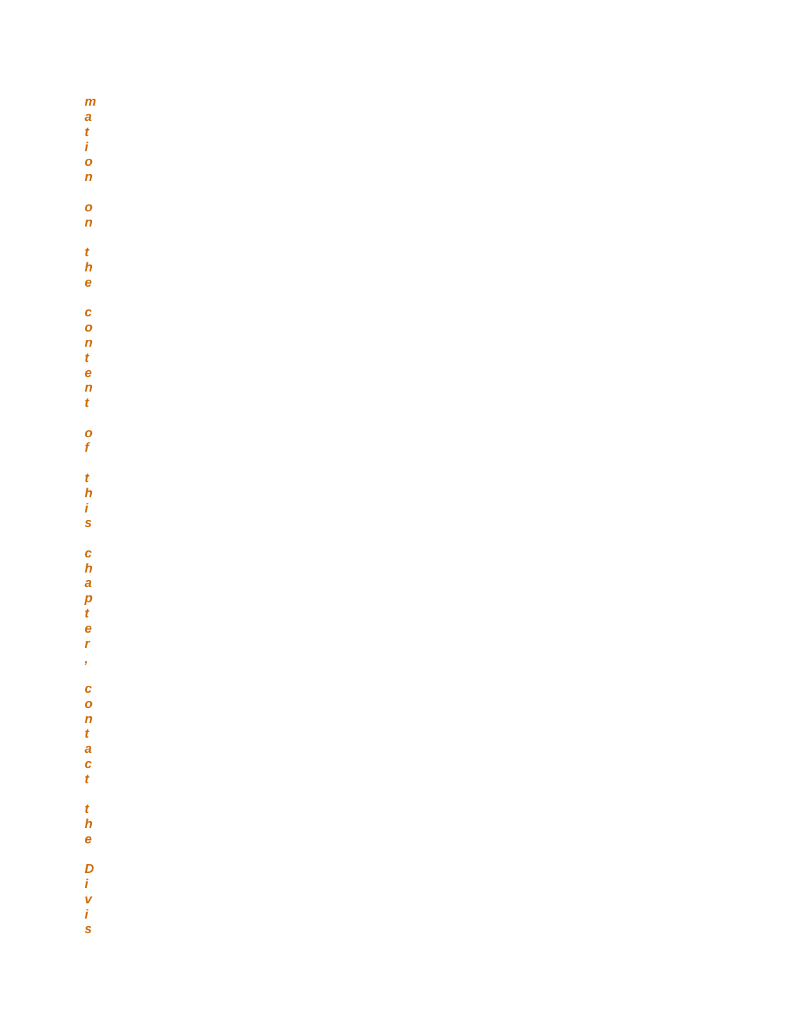*mation on the content of this chapter, contact the Divis*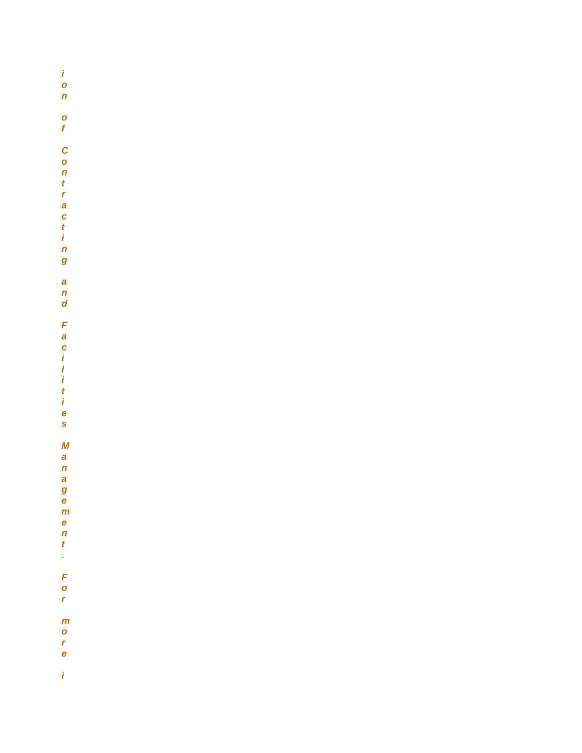*ion of Contracting and Facilities Management. For more i*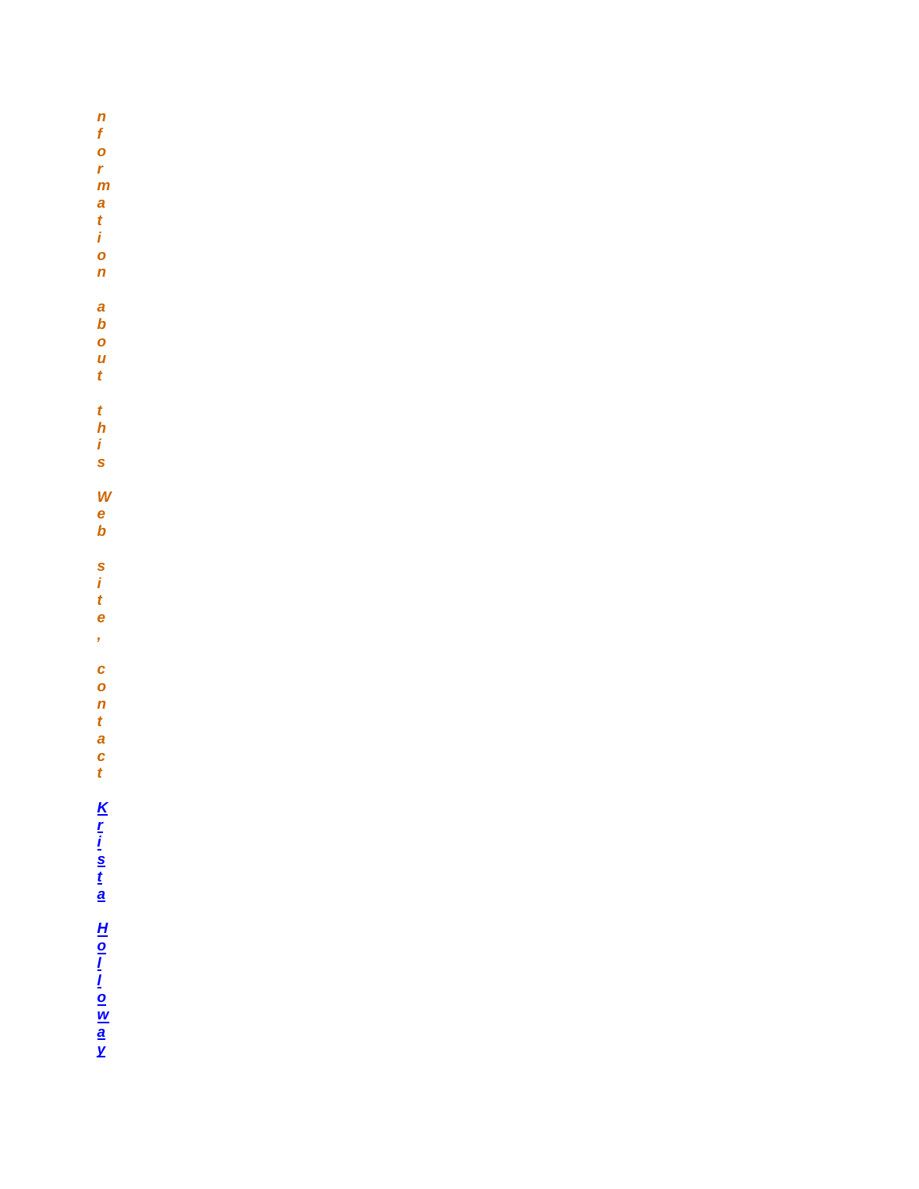*nformation about this Web site, contact [Krista Holloway]*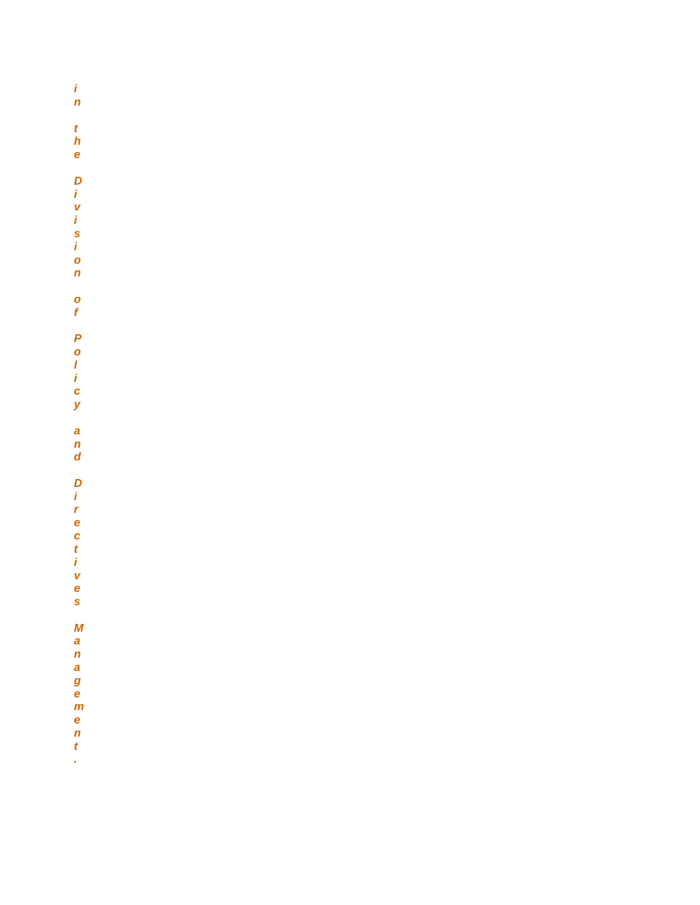*in the Division of Policy and Directives Management.*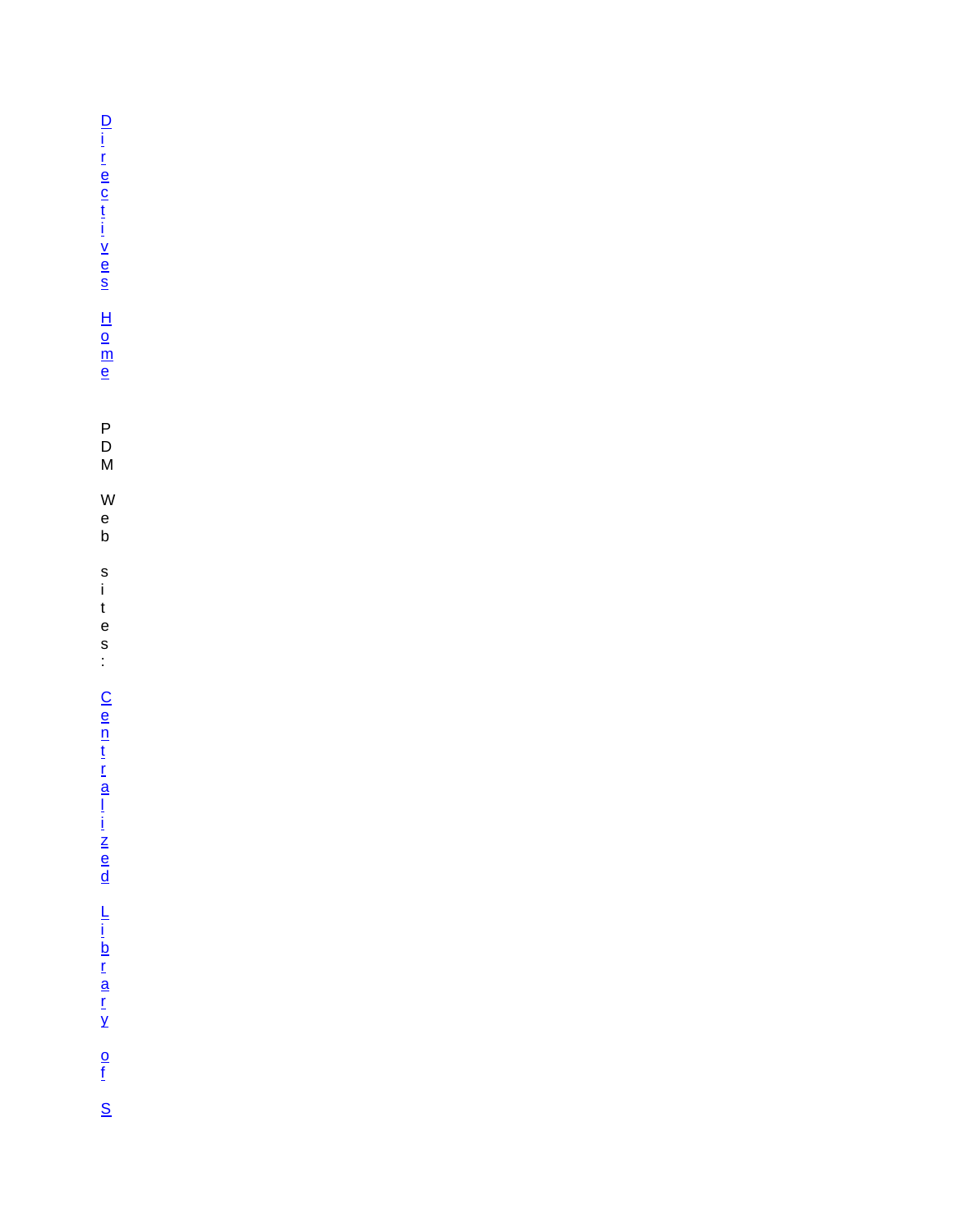[Directives Home](#)

PDM Web sites:

[Centralized Library of S](#)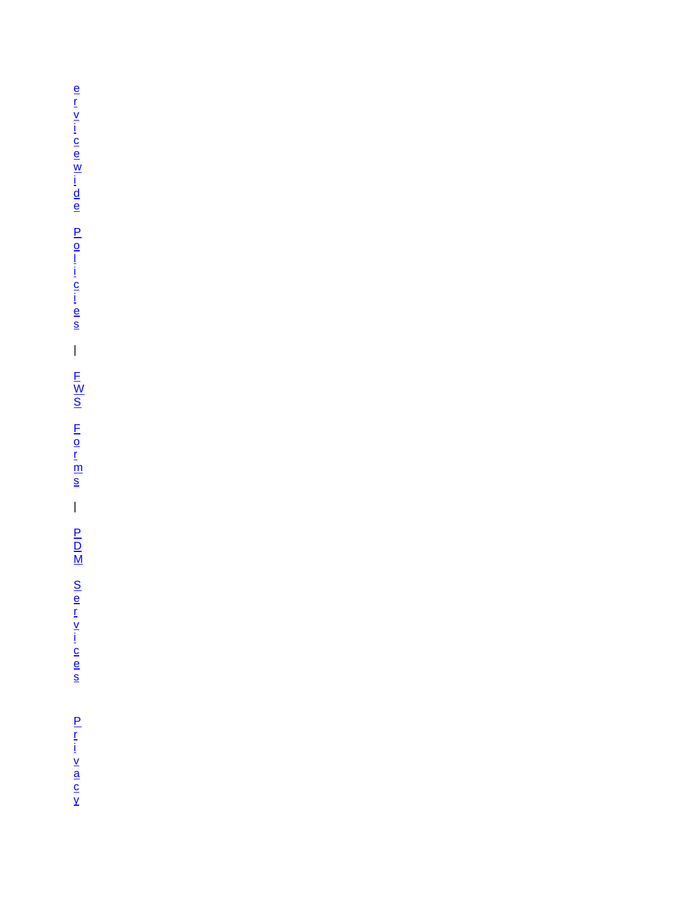ervicewide Policies | FWS Forms | PDM Services

Privacy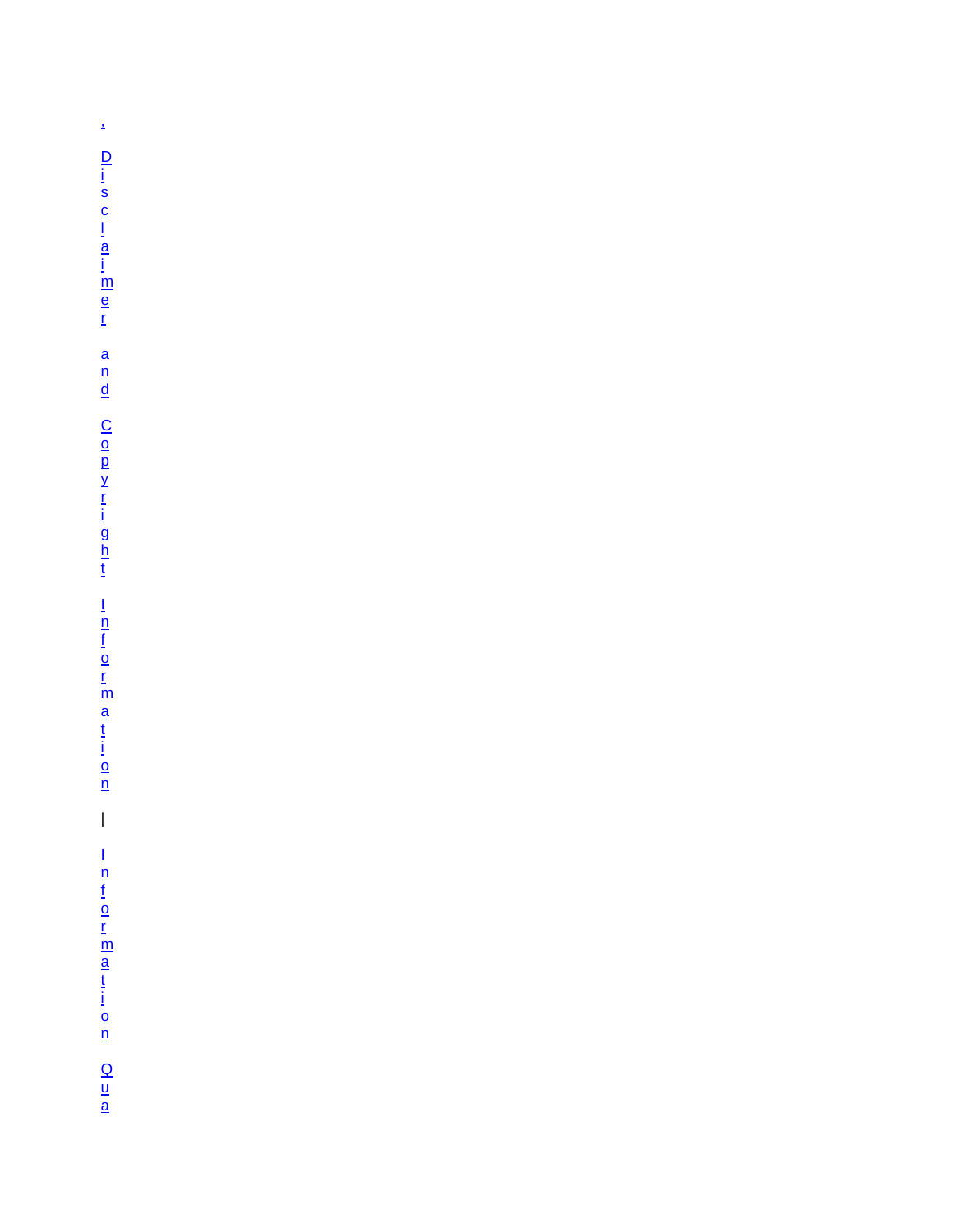, Disclaimer and Copyright Information | Information Qua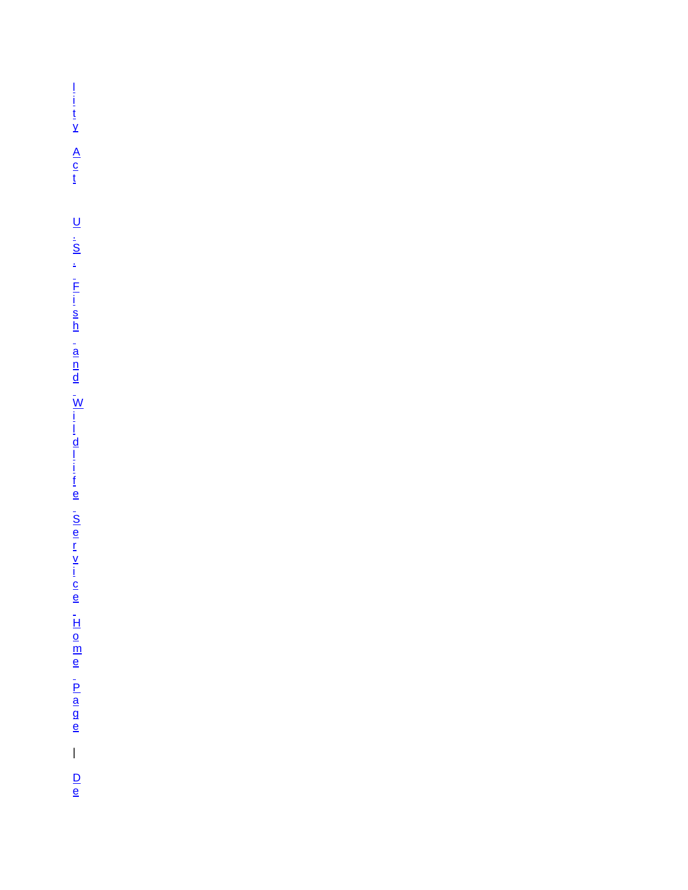lity Act

U.S. Fish and Wildlife Service Home Page | De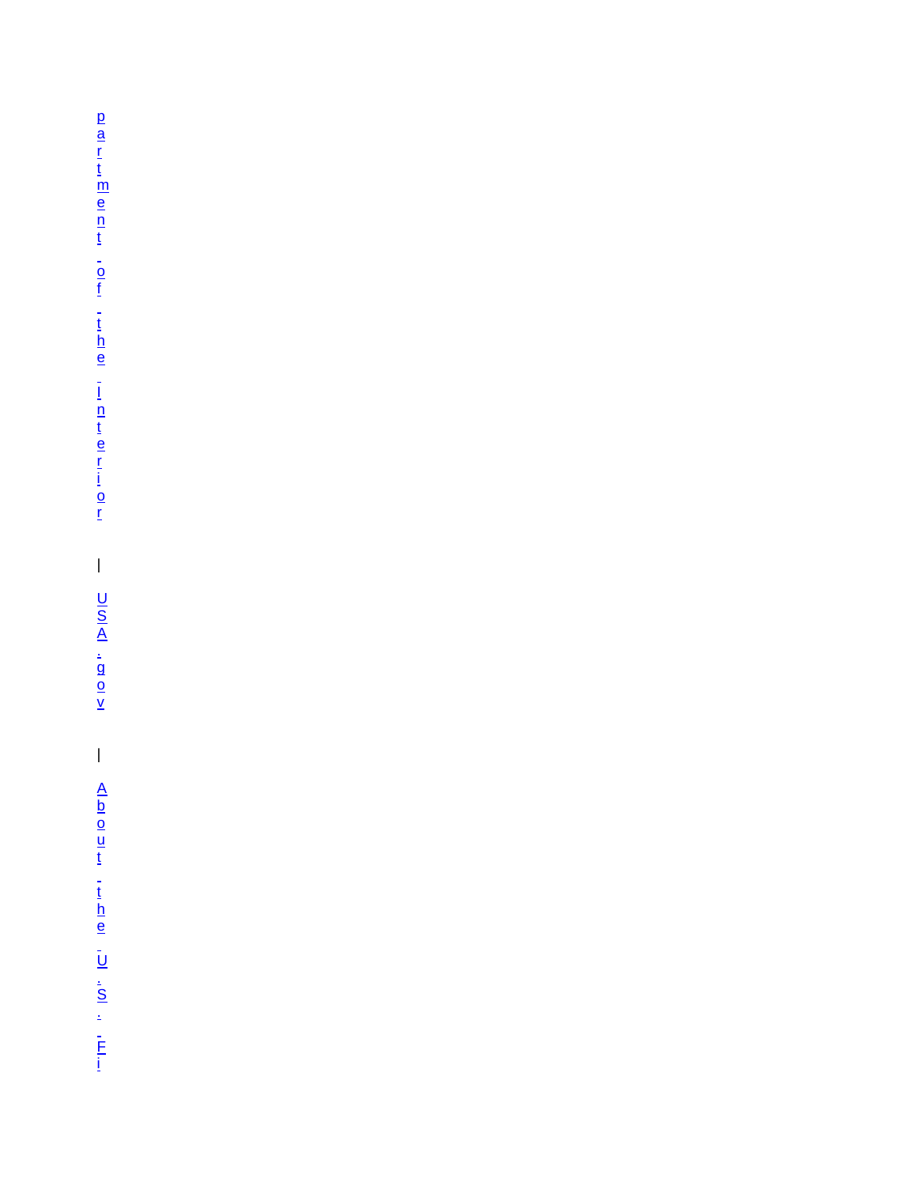partment of the Interior | USA.gov | About the U.S. Fi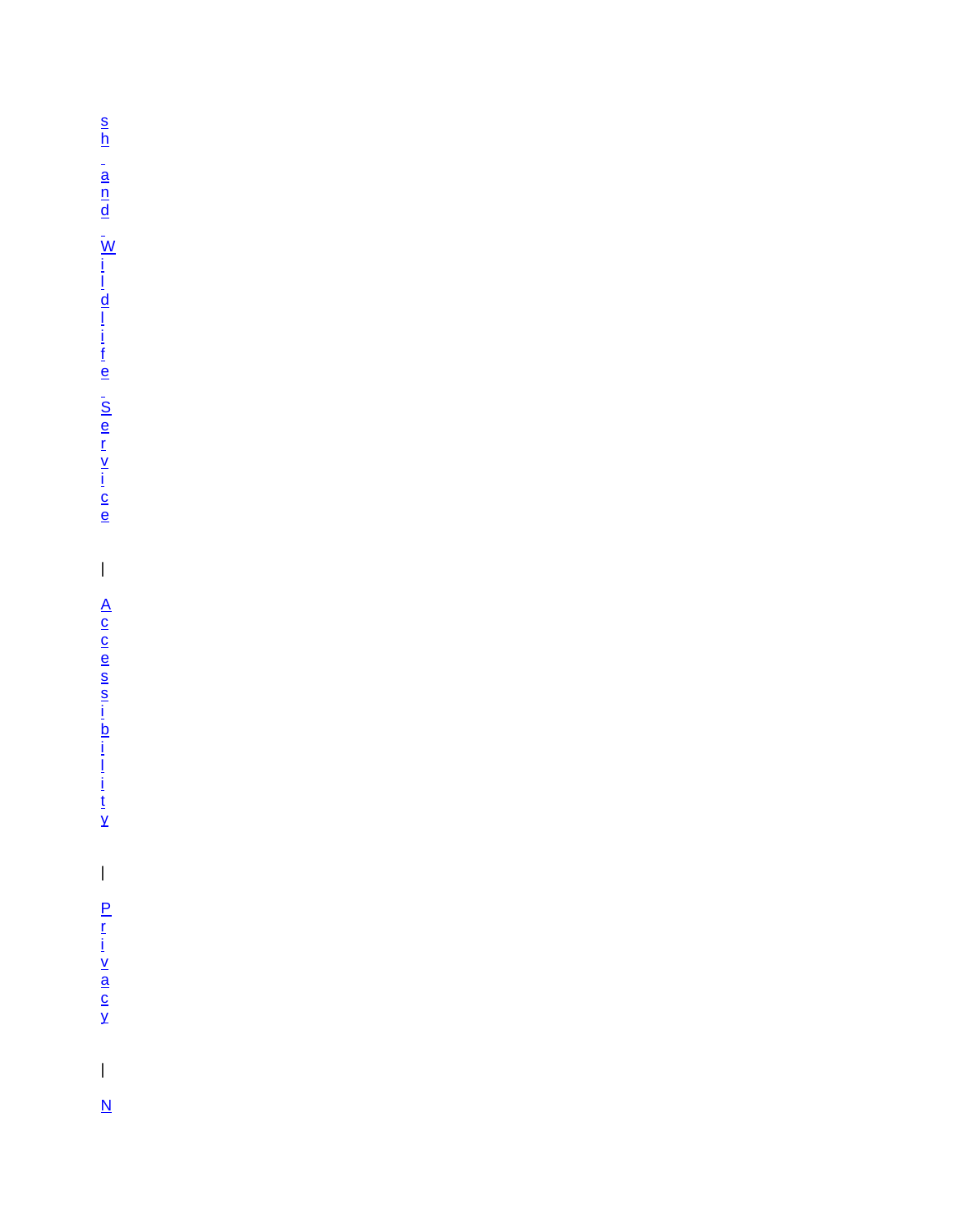sh and Wildlife Service | Accessibility | Privacy | N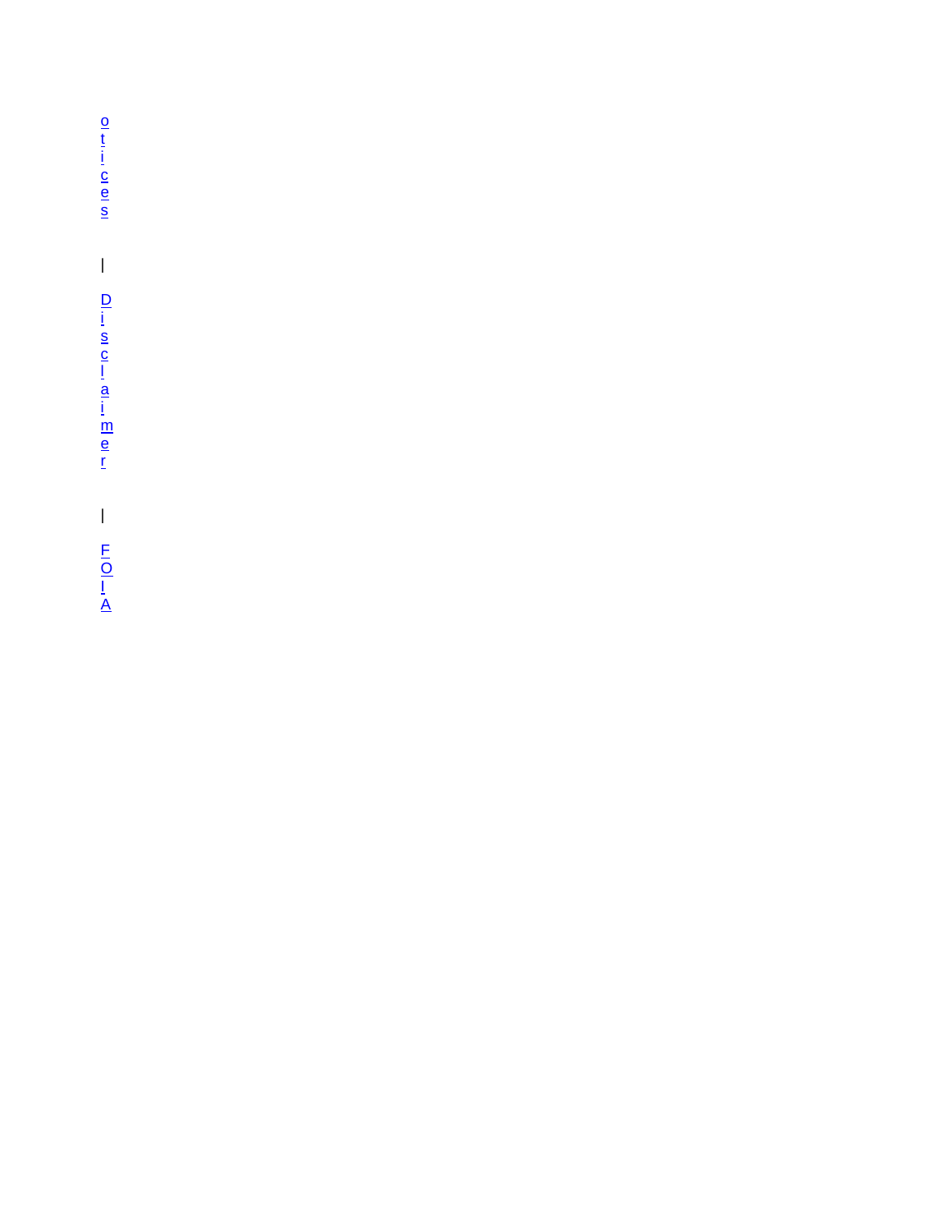otices

|

Disclaimer

|

FOIA